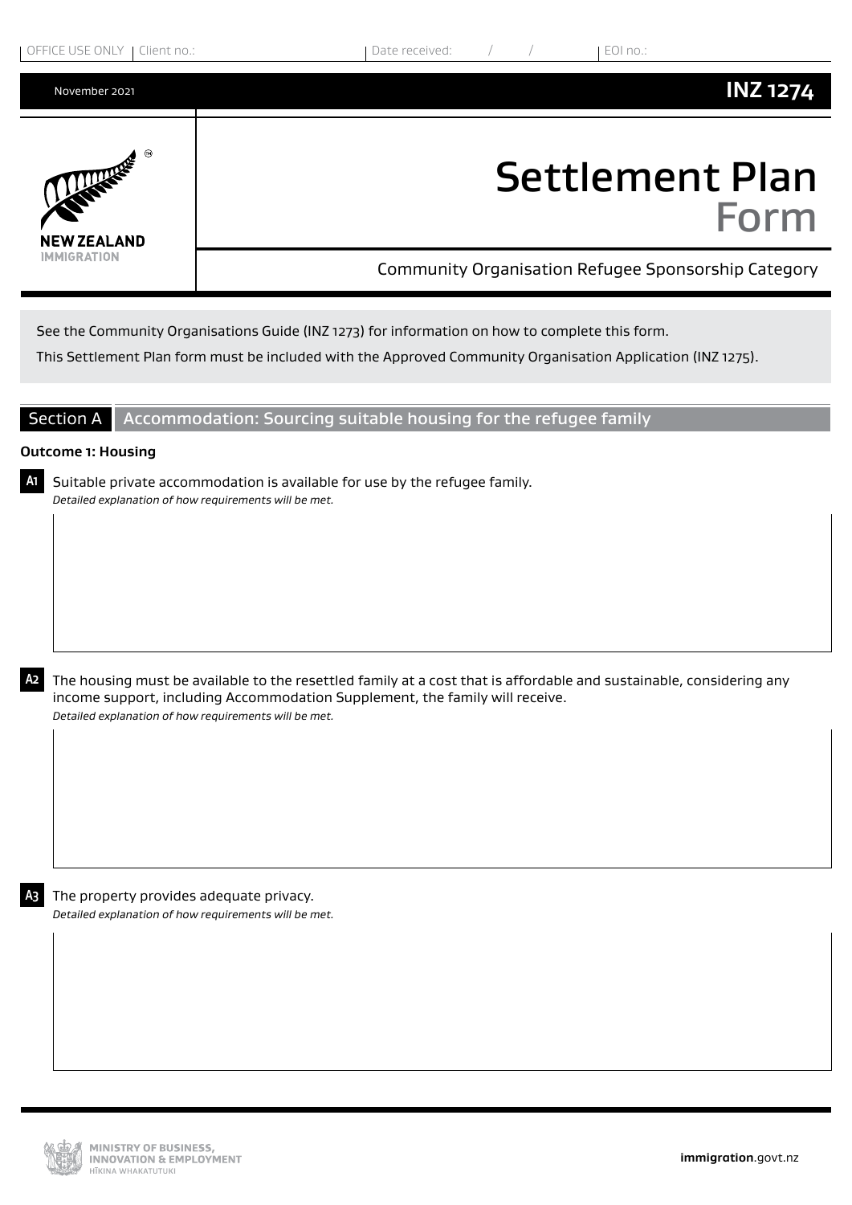OFFICE USE ONLY | Client no.: | Date received: / / | EOI no.:

November 2021

**INZ 1274**

# Settlement Plan Form

Community Organisation Refugee Sponsorship Category

See the Community Organisations Guide (INZ 1273) for information on how to complete this form.

This Settlement Plan form must be included with the Approved Community Organisation Application (INZ 1275).

## Section A Accommodation: Sourcing suitable housing for the refugee family

**Outcome 1: Housing**

**A1** Suitable private accommodation is available for use by the refugee family.
*Detailed explanation of how requirements will be met.*

**A2** The housing must be available to the resettled family at a cost that is affordable and sustainable, considering any income support, including Accommodation Supplement, the family will receive.
*Detailed explanation of how requirements will be met.*

**A3** The property provides adequate privacy.
*Detailed explanation of how requirements will be met.*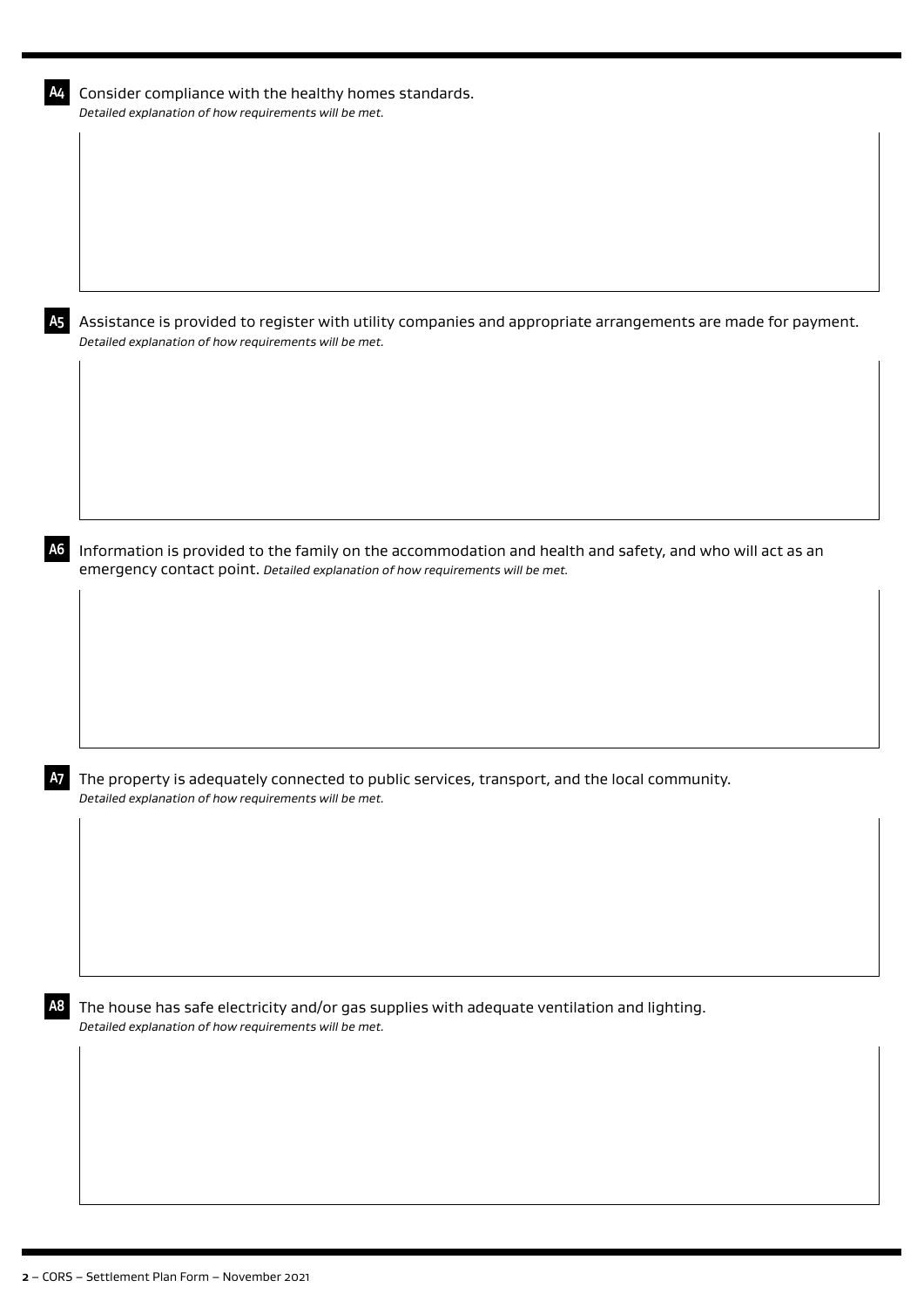**A4** Consider compliance with the healthy homes standards.
*Detailed explanation of how requirements will be met.*

**A5** Assistance is provided to register with utility companies and appropriate arrangements are made for payment.
*Detailed explanation of how requirements will be met.*

**A6** Information is provided to the family on the accommodation and health and safety, and who will act as an emergency contact point. *Detailed explanation of how requirements will be met.*

**A7** The property is adequately connected to public services, transport, and the local community.
*Detailed explanation of how requirements will be met.*

**A8** The house has safe electricity and/or gas supplies with adequate ventilation and lighting.
*Detailed explanation of how requirements will be met.*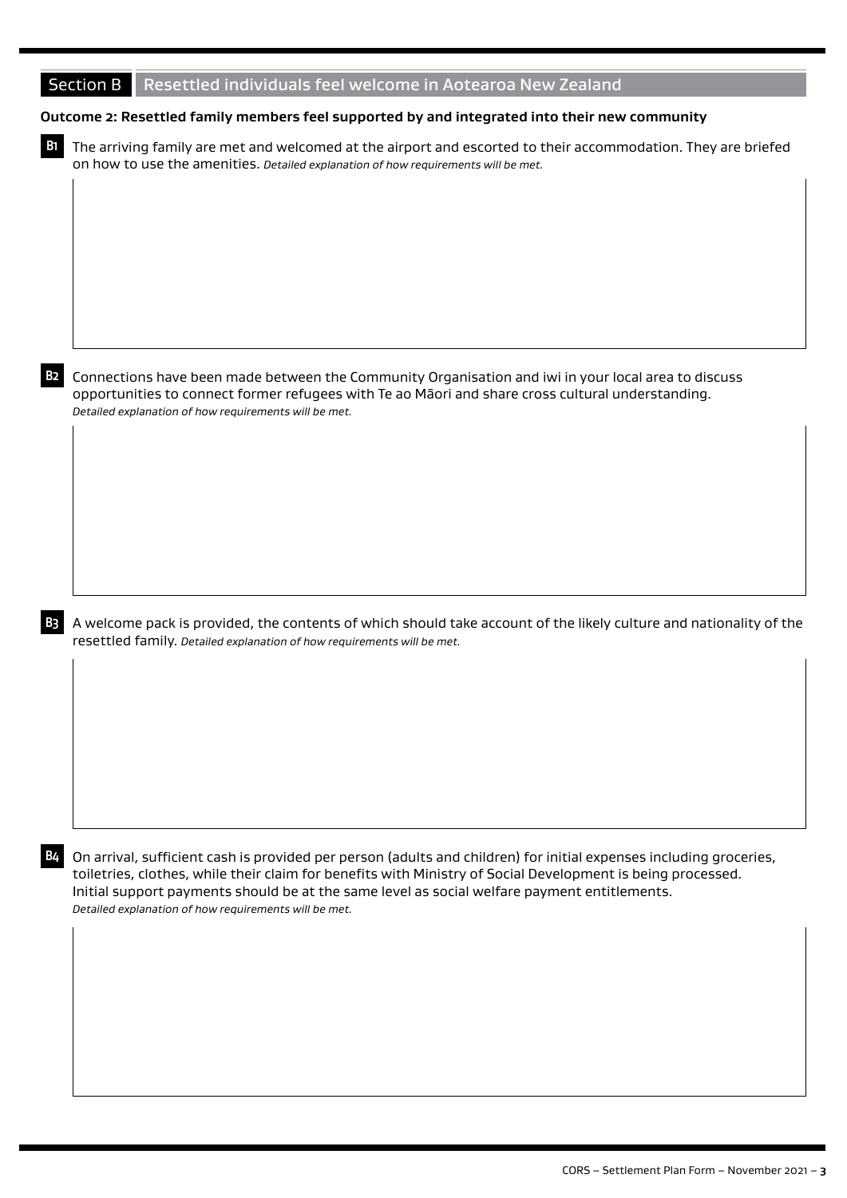## Section B Resettled individuals feel welcome in Aotearoa New Zealand

**Outcome 2: Resettled family members feel supported by and integrated into their new community**

**B1** The arriving family are met and welcomed at the airport and escorted to their accommodation. They are briefed on how to use the amenities. *Detailed explanation of how requirements will be met.*

**B2** Connections have been made between the Community Organisation and iwi in your local area to discuss opportunities to connect former refugees with Te ao Māori and share cross cultural understanding. *Detailed explanation of how requirements will be met.*

**B3** A welcome pack is provided, the contents of which should take account of the likely culture and nationality of the resettled family. *Detailed explanation of how requirements will be met.*

**B4** On arrival, sufficient cash is provided per person (adults and children) for initial expenses including groceries, toiletries, clothes, while their claim for benefits with Ministry of Social Development is being processed. Initial support payments should be at the same level as social welfare payment entitlements. *Detailed explanation of how requirements will be met.*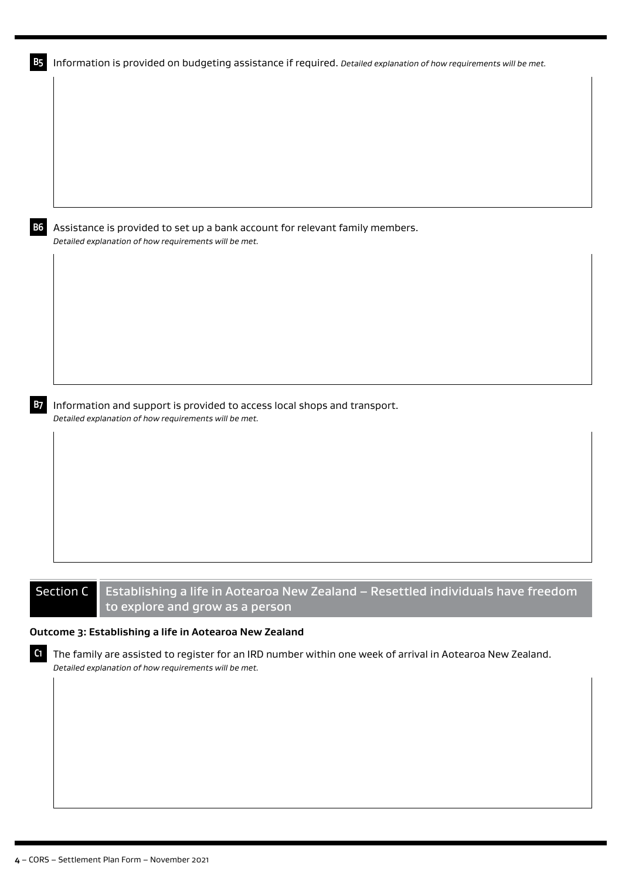**B5** Information is provided on budgeting assistance if required. *Detailed explanation of how requirements will be met.*

**B6** Assistance is provided to set up a bank account for relevant family members.
*Detailed explanation of how requirements will be met.*

**B7** Information and support is provided to access local shops and transport.
*Detailed explanation of how requirements will be met.*

## Section C Establishing a life in Aotearoa New Zealand – Resettled individuals have freedom to explore and grow as a person

**Outcome 3: Establishing a life in Aotearoa New Zealand**

**C1** The family are assisted to register for an IRD number within one week of arrival in Aotearoa New Zealand.
*Detailed explanation of how requirements will be met.*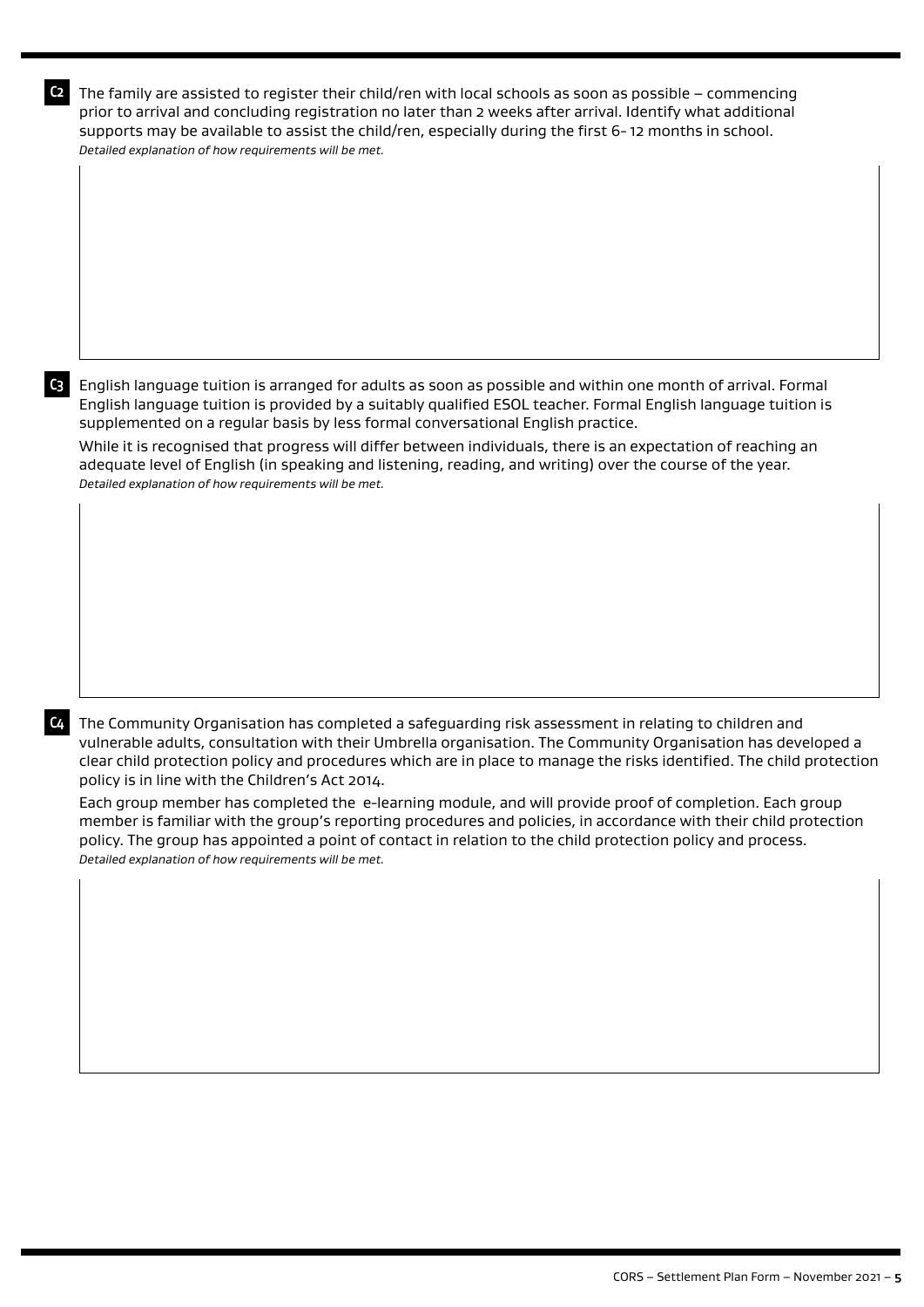**C2** The family are assisted to register their child/ren with local schools as soon as possible – commencing prior to arrival and concluding registration no later than 2 weeks after arrival. Identify what additional supports may be available to assist the child/ren, especially during the first 6- 12 months in school.

*Detailed explanation of how requirements will be met.*

**C3** English language tuition is arranged for adults as soon as possible and within one month of arrival. Formal English language tuition is provided by a suitably qualified ESOL teacher. Formal English language tuition is supplemented on a regular basis by less formal conversational English practice.

While it is recognised that progress will differ between individuals, there is an expectation of reaching an adequate level of English (in speaking and listening, reading, and writing) over the course of the year.

*Detailed explanation of how requirements will be met.*

**C4** The Community Organisation has completed a safeguarding risk assessment in relating to children and vulnerable adults, consultation with their Umbrella organisation. The Community Organisation has developed a clear child protection policy and procedures which are in place to manage the risks identified. The child protection policy is in line with the Children's Act 2014.

Each group member has completed the e-learning module, and will provide proof of completion. Each group member is familiar with the group's reporting procedures and policies, in accordance with their child protection policy. The group has appointed a point of contact in relation to the child protection policy and process.

*Detailed explanation of how requirements will be met.*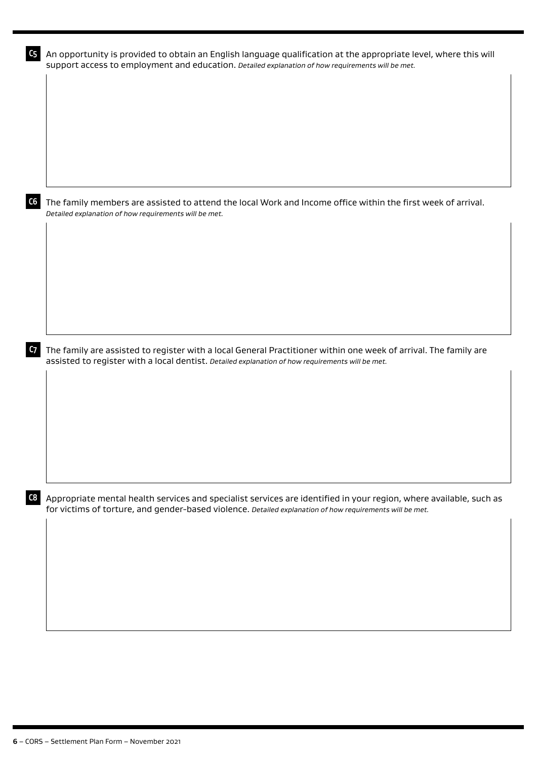**C5** An opportunity is provided to obtain an English language qualification at the appropriate level, where this will support access to employment and education. *Detailed explanation of how requirements will be met.*

**C6** The family members are assisted to attend the local Work and Income office within the first week of arrival. *Detailed explanation of how requirements will be met.*

**C7** The family are assisted to register with a local General Practitioner within one week of arrival. The family are assisted to register with a local dentist. *Detailed explanation of how requirements will be met.*

**C8** Appropriate mental health services and specialist services are identified in your region, where available, such as for victims of torture, and gender-based violence. *Detailed explanation of how requirements will be met.*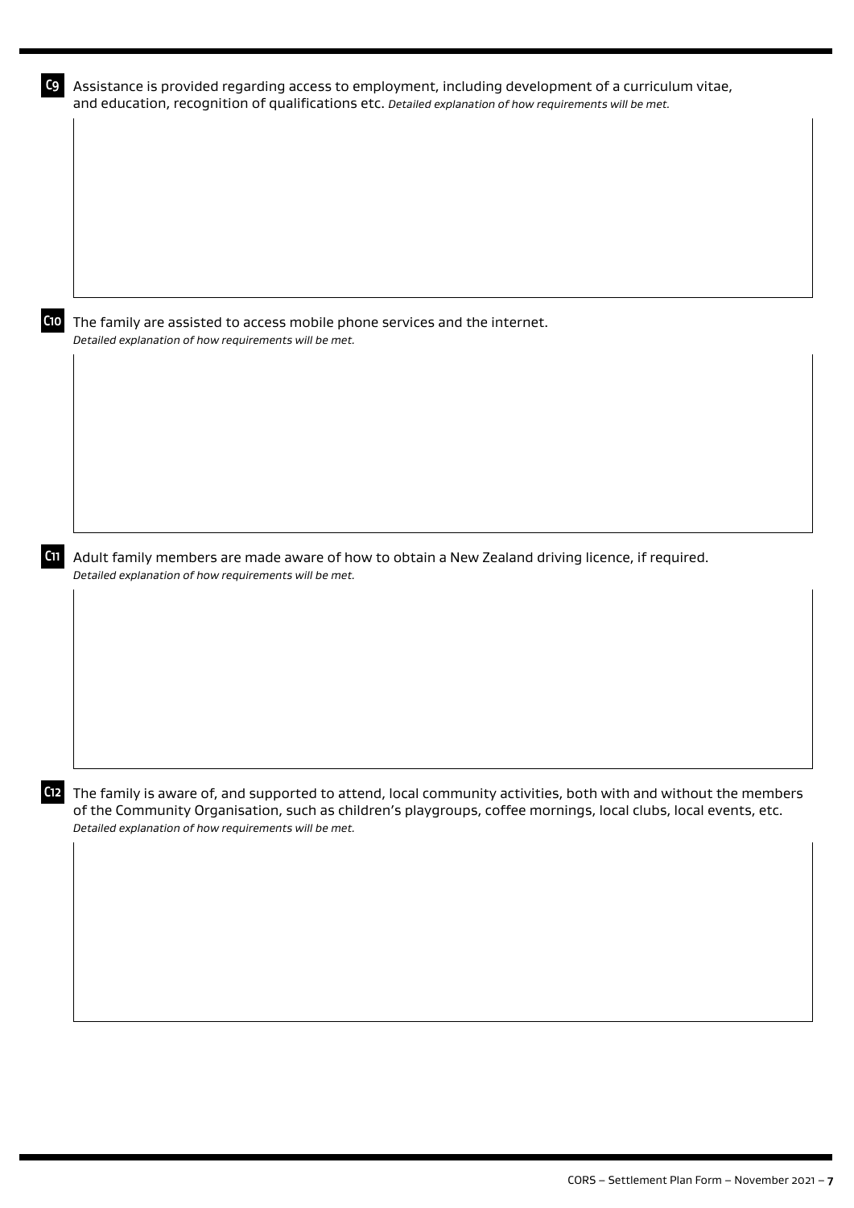**C9** Assistance is provided regarding access to employment, including development of a curriculum vitae, and education, recognition of qualifications etc. *Detailed explanation of how requirements will be met.*

**C10** The family are assisted to access mobile phone services and the internet.
*Detailed explanation of how requirements will be met.*

**C11** Adult family members are made aware of how to obtain a New Zealand driving licence, if required.
*Detailed explanation of how requirements will be met.*

**C12** The family is aware of, and supported to attend, local community activities, both with and without the members of the Community Organisation, such as children's playgroups, coffee mornings, local clubs, local events, etc.
*Detailed explanation of how requirements will be met.*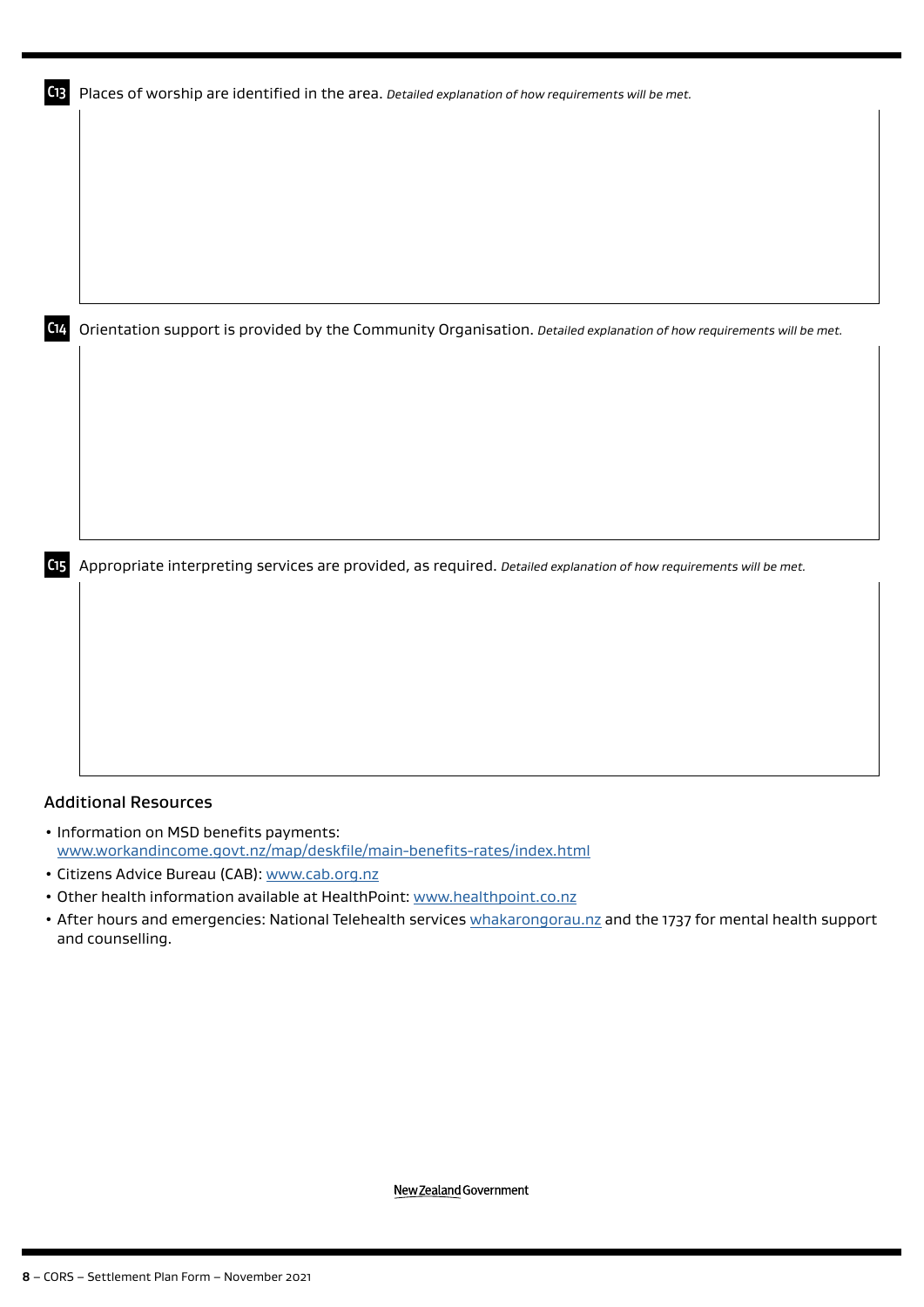**C13** Places of worship are identified in the area. *Detailed explanation of how requirements will be met.*

**C14** Orientation support is provided by the Community Organisation. *Detailed explanation of how requirements will be met.*

**C15** Appropriate interpreting services are provided, as required. *Detailed explanation of how requirements will be met.*

## Additional Resources

- Information on MSD benefits payments: www.workandincome.govt.nz/map/deskfile/main-benefits-rates/index.html
- Citizens Advice Bureau (CAB): www.cab.org.nz
- Other health information available at HealthPoint: www.healthpoint.co.nz
- After hours and emergencies: National Telehealth services whakarongorau.nz and the 1737 for mental health support and counselling.

New Zealand Government